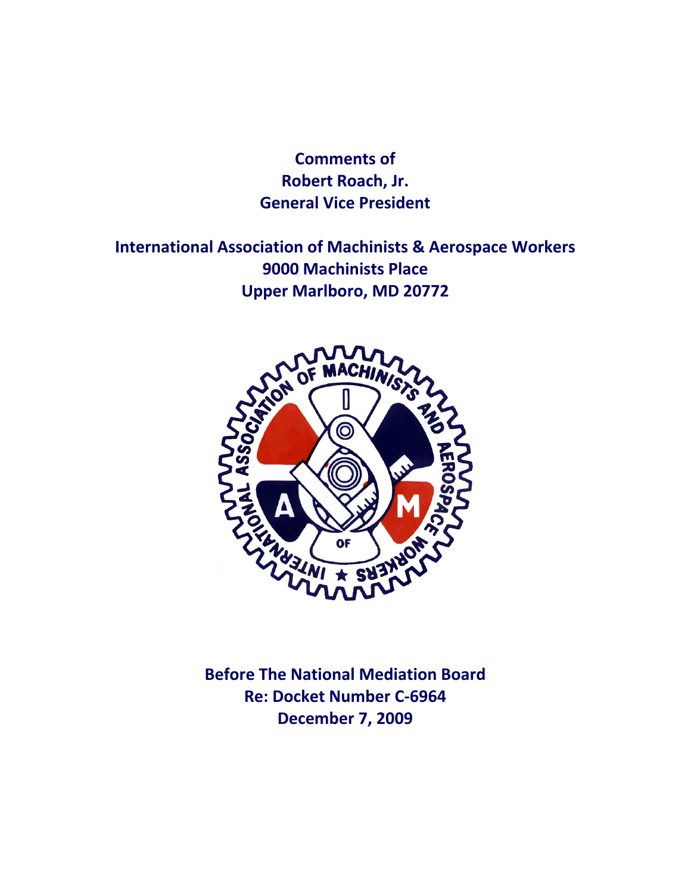**Comments of**
**Robert Roach, Jr.**
**General Vice President**

**International Association of Machinists & Aerospace Workers**
**9000 Machinists Place**
**Upper Marlboro, MD 20772**

**Before The National Mediation Board**
**Re: Docket Number C-6964**
**December 7, 2009**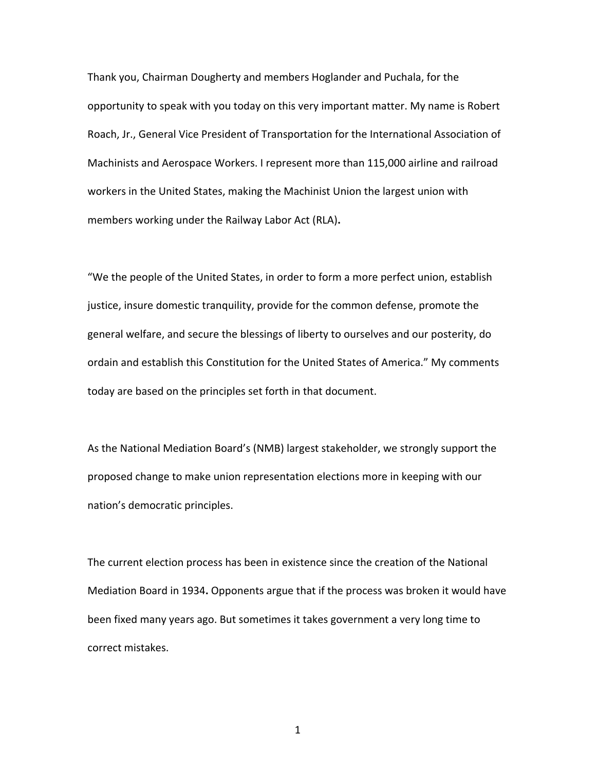Thank you, Chairman Dougherty and members Hoglander and Puchala, for the opportunity to speak with you today on this very important matter. My name is Robert Roach, Jr., General Vice President of Transportation for the International Association of Machinists and Aerospace Workers. I represent more than 115,000 airline and railroad workers in the United States, making the Machinist Union the largest union with members working under the Railway Labor Act (RLA)**.**

"We the people of the United States, in order to form a more perfect union, establish justice, insure domestic tranquility, provide for the common defense, promote the general welfare, and secure the blessings of liberty to ourselves and our posterity, do ordain and establish this Constitution for the United States of America." My comments today are based on the principles set forth in that document.

As the National Mediation Board's (NMB) largest stakeholder, we strongly support the proposed change to make union representation elections more in keeping with our nation's democratic principles.

The current election process has been in existence since the creation of the National Mediation Board in 1934**.** Opponents argue that if the process was broken it would have been fixed many years ago. But sometimes it takes government a very long time to correct mistakes.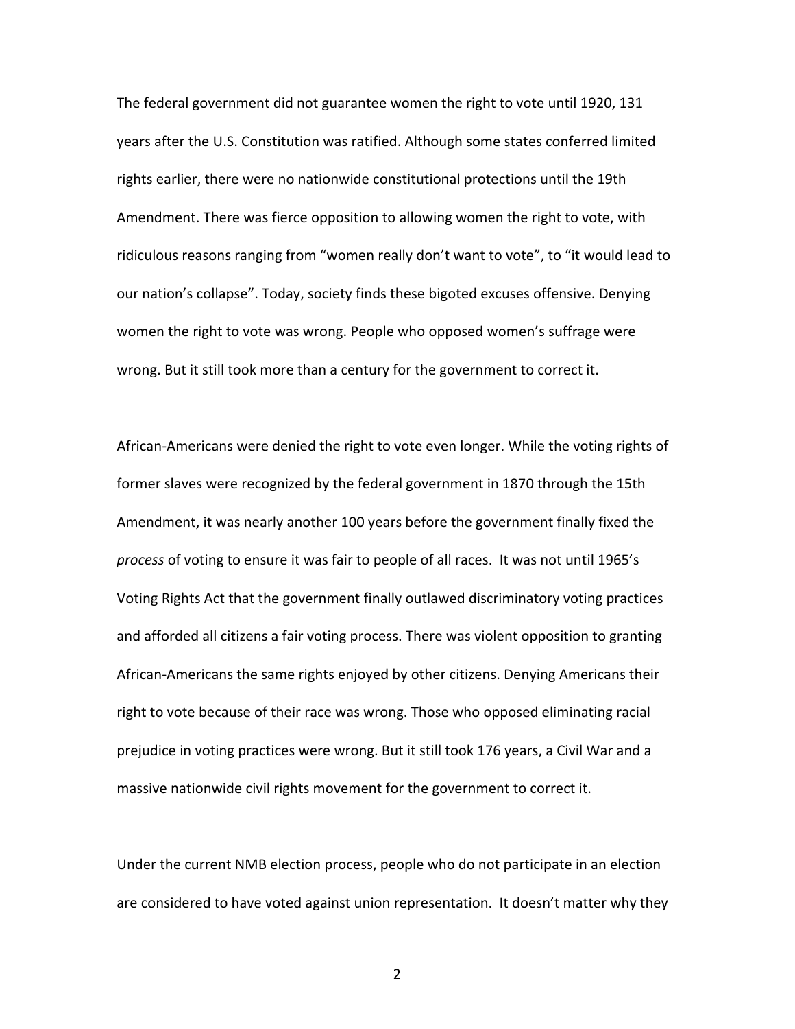The federal government did not guarantee women the right to vote until 1920, 131 years after the U.S. Constitution was ratified. Although some states conferred limited rights earlier, there were no nationwide constitutional protections until the 19th Amendment. There was fierce opposition to allowing women the right to vote, with ridiculous reasons ranging from "women really don't want to vote", to "it would lead to our nation's collapse". Today, society finds these bigoted excuses offensive. Denying women the right to vote was wrong. People who opposed women's suffrage were wrong. But it still took more than a century for the government to correct it.

African-Americans were denied the right to vote even longer. While the voting rights of former slaves were recognized by the federal government in 1870 through the 15th Amendment, it was nearly another 100 years before the government finally fixed the *process* of voting to ensure it was fair to people of all races. It was not until 1965's Voting Rights Act that the government finally outlawed discriminatory voting practices and afforded all citizens a fair voting process. There was violent opposition to granting African-Americans the same rights enjoyed by other citizens. Denying Americans their right to vote because of their race was wrong. Those who opposed eliminating racial prejudice in voting practices were wrong. But it still took 176 years, a Civil War and a massive nationwide civil rights movement for the government to correct it.

Under the current NMB election process, people who do not participate in an election are considered to have voted against union representation. It doesn't matter why they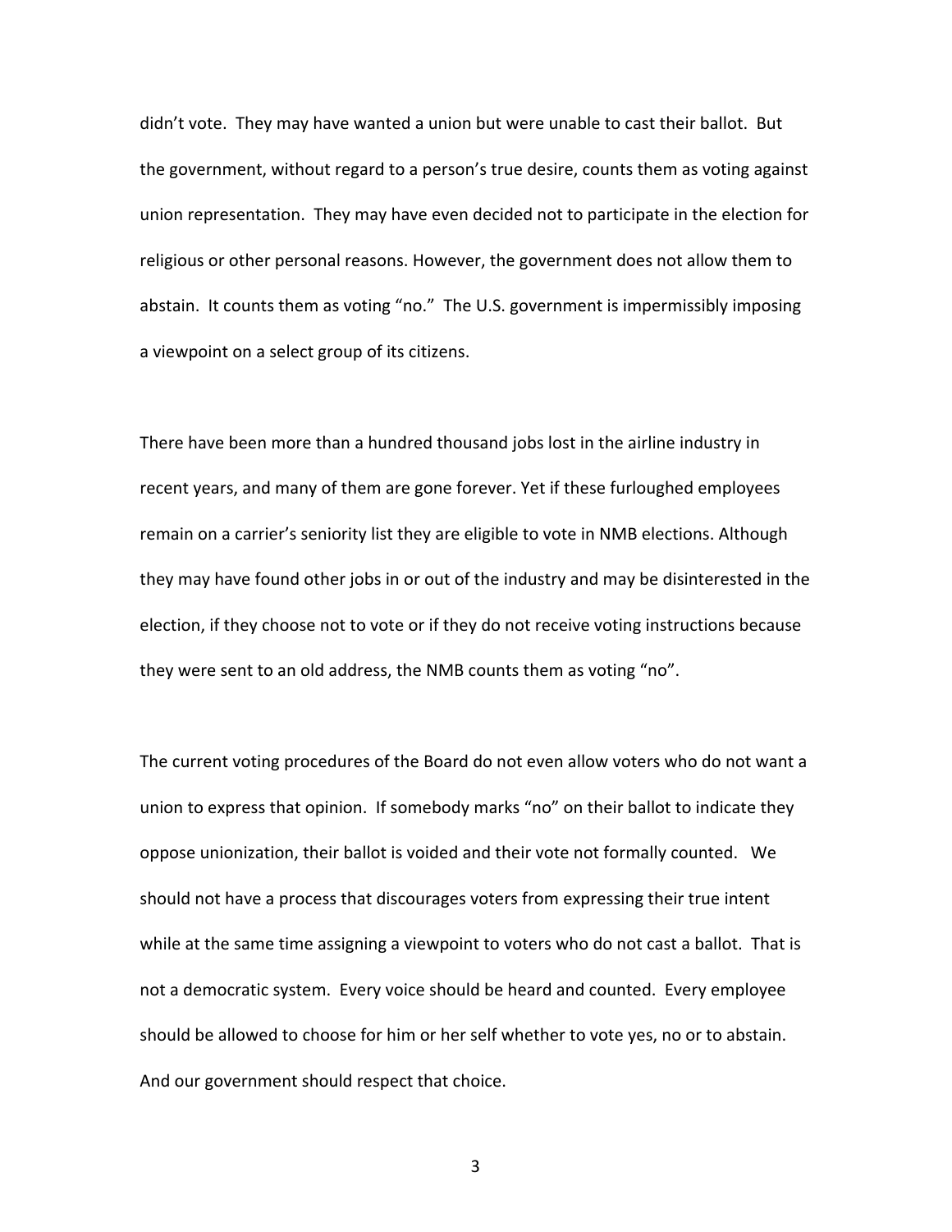didn't vote. They may have wanted a union but were unable to cast their ballot. But the government, without regard to a person's true desire, counts them as voting against union representation. They may have even decided not to participate in the election for religious or other personal reasons. However, the government does not allow them to abstain. It counts them as voting "no." The U.S. government is impermissibly imposing a viewpoint on a select group of its citizens.

There have been more than a hundred thousand jobs lost in the airline industry in recent years, and many of them are gone forever. Yet if these furloughed employees remain on a carrier's seniority list they are eligible to vote in NMB elections. Although they may have found other jobs in or out of the industry and may be disinterested in the election, if they choose not to vote or if they do not receive voting instructions because they were sent to an old address, the NMB counts them as voting "no".

The current voting procedures of the Board do not even allow voters who do not want a union to express that opinion. If somebody marks "no" on their ballot to indicate they oppose unionization, their ballot is voided and their vote not formally counted. We should not have a process that discourages voters from expressing their true intent while at the same time assigning a viewpoint to voters who do not cast a ballot. That is not a democratic system. Every voice should be heard and counted. Every employee should be allowed to choose for him or her self whether to vote yes, no or to abstain. And our government should respect that choice.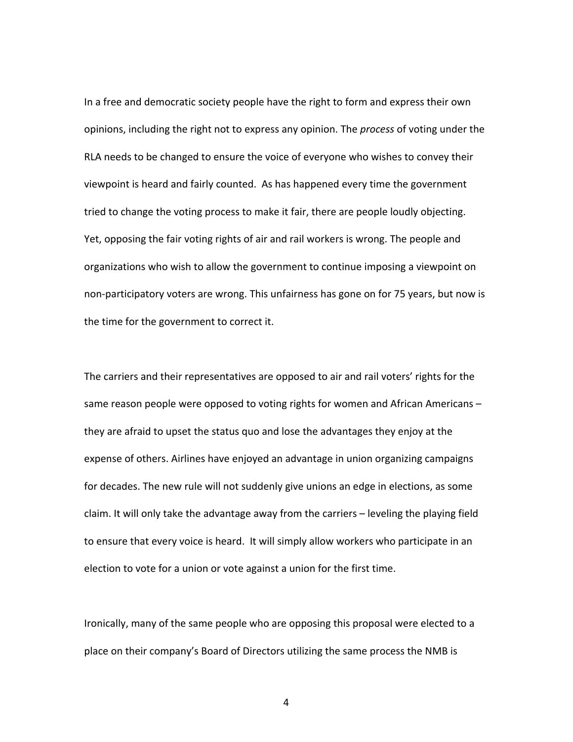In a free and democratic society people have the right to form and express their own opinions, including the right not to express any opinion. The *process* of voting under the RLA needs to be changed to ensure the voice of everyone who wishes to convey their viewpoint is heard and fairly counted. As has happened every time the government tried to change the voting process to make it fair, there are people loudly objecting. Yet, opposing the fair voting rights of air and rail workers is wrong. The people and organizations who wish to allow the government to continue imposing a viewpoint on non-participatory voters are wrong. This unfairness has gone on for 75 years, but now is the time for the government to correct it.

The carriers and their representatives are opposed to air and rail voters' rights for the same reason people were opposed to voting rights for women and African Americans – they are afraid to upset the status quo and lose the advantages they enjoy at the expense of others. Airlines have enjoyed an advantage in union organizing campaigns for decades. The new rule will not suddenly give unions an edge in elections, as some claim. It will only take the advantage away from the carriers – leveling the playing field to ensure that every voice is heard. It will simply allow workers who participate in an election to vote for a union or vote against a union for the first time.

Ironically, many of the same people who are opposing this proposal were elected to a place on their company's Board of Directors utilizing the same process the NMB is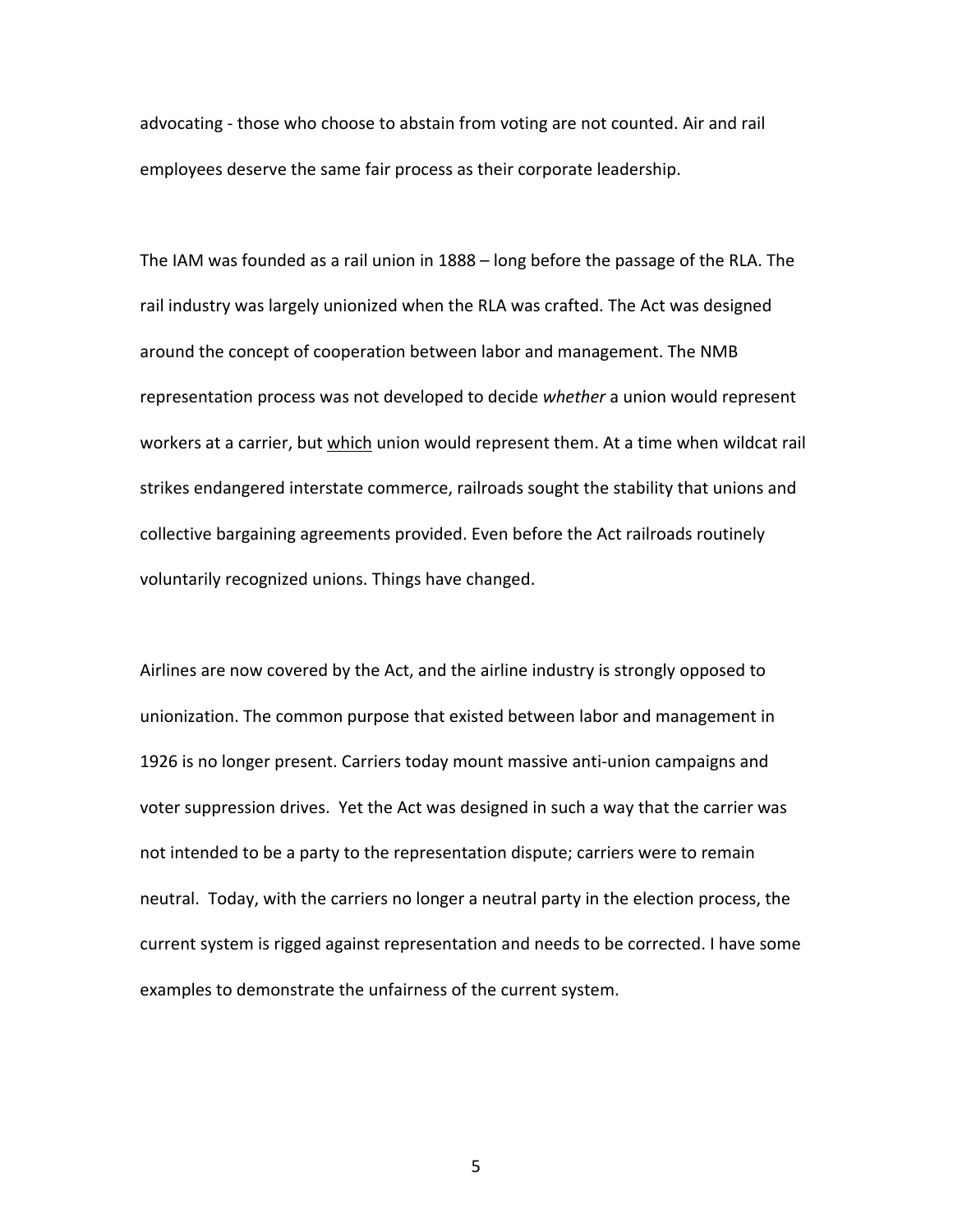advocating - those who choose to abstain from voting are not counted. Air and rail employees deserve the same fair process as their corporate leadership.

The IAM was founded as a rail union in 1888 – long before the passage of the RLA. The rail industry was largely unionized when the RLA was crafted. The Act was designed around the concept of cooperation between labor and management. The NMB representation process was not developed to decide *whether* a union would represent workers at a carrier, but <u>which</u> union would represent them. At a time when wildcat rail strikes endangered interstate commerce, railroads sought the stability that unions and collective bargaining agreements provided. Even before the Act railroads routinely voluntarily recognized unions. Things have changed.

Airlines are now covered by the Act, and the airline industry is strongly opposed to unionization. The common purpose that existed between labor and management in 1926 is no longer present. Carriers today mount massive anti-union campaigns and voter suppression drives. Yet the Act was designed in such a way that the carrier was not intended to be a party to the representation dispute; carriers were to remain neutral. Today, with the carriers no longer a neutral party in the election process, the current system is rigged against representation and needs to be corrected. I have some examples to demonstrate the unfairness of the current system.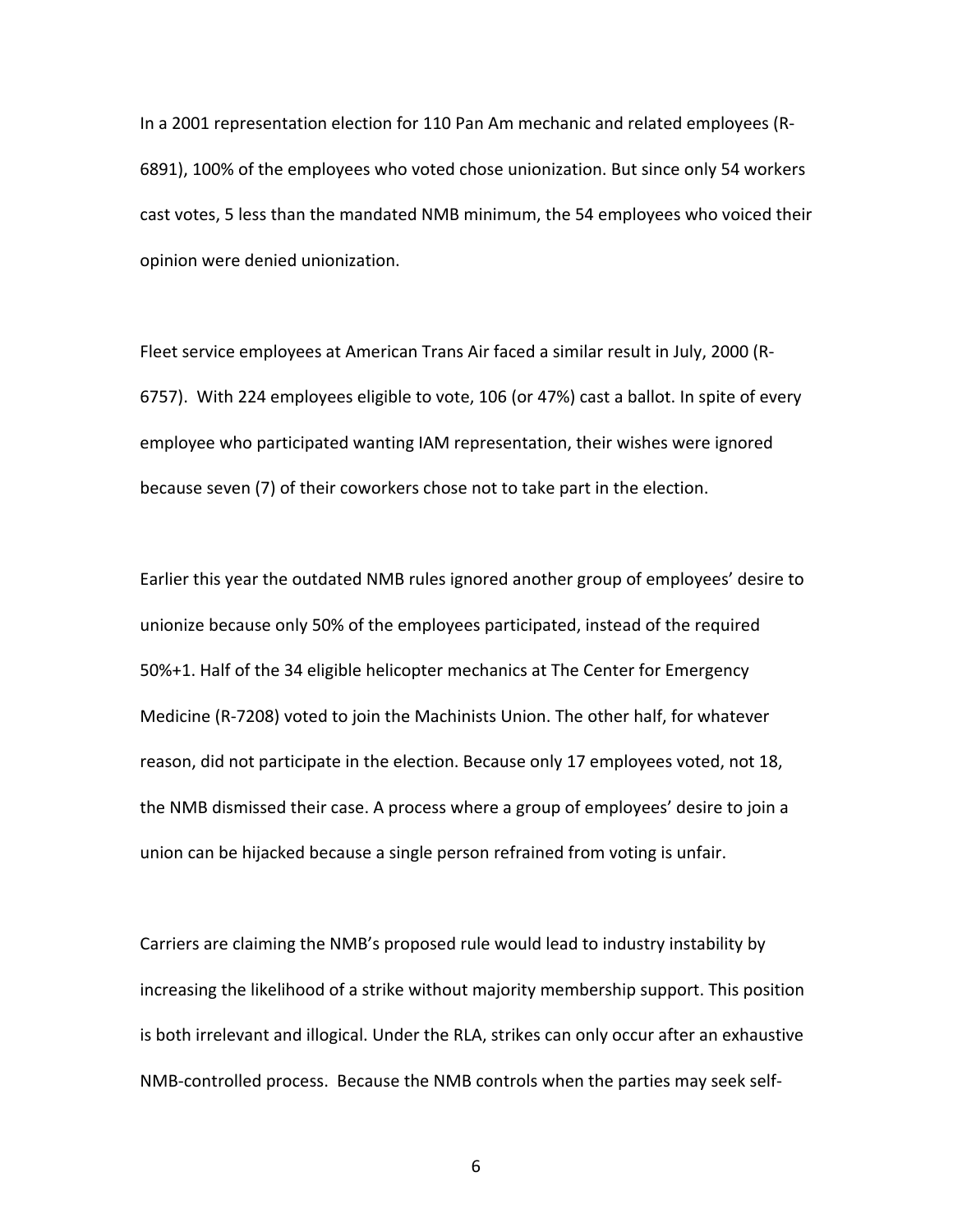In a 2001 representation election for 110 Pan Am mechanic and related employees (R-6891), 100% of the employees who voted chose unionization. But since only 54 workers cast votes, 5 less than the mandated NMB minimum, the 54 employees who voiced their opinion were denied unionization.

Fleet service employees at American Trans Air faced a similar result in July, 2000 (R-6757). With 224 employees eligible to vote, 106 (or 47%) cast a ballot. In spite of every employee who participated wanting IAM representation, their wishes were ignored because seven (7) of their coworkers chose not to take part in the election.

Earlier this year the outdated NMB rules ignored another group of employees' desire to unionize because only 50% of the employees participated, instead of the required 50%+1. Half of the 34 eligible helicopter mechanics at The Center for Emergency Medicine (R-7208) voted to join the Machinists Union. The other half, for whatever reason, did not participate in the election. Because only 17 employees voted, not 18, the NMB dismissed their case. A process where a group of employees' desire to join a union can be hijacked because a single person refrained from voting is unfair.

Carriers are claiming the NMB's proposed rule would lead to industry instability by increasing the likelihood of a strike without majority membership support. This position is both irrelevant and illogical. Under the RLA, strikes can only occur after an exhaustive NMB-controlled process. Because the NMB controls when the parties may seek self-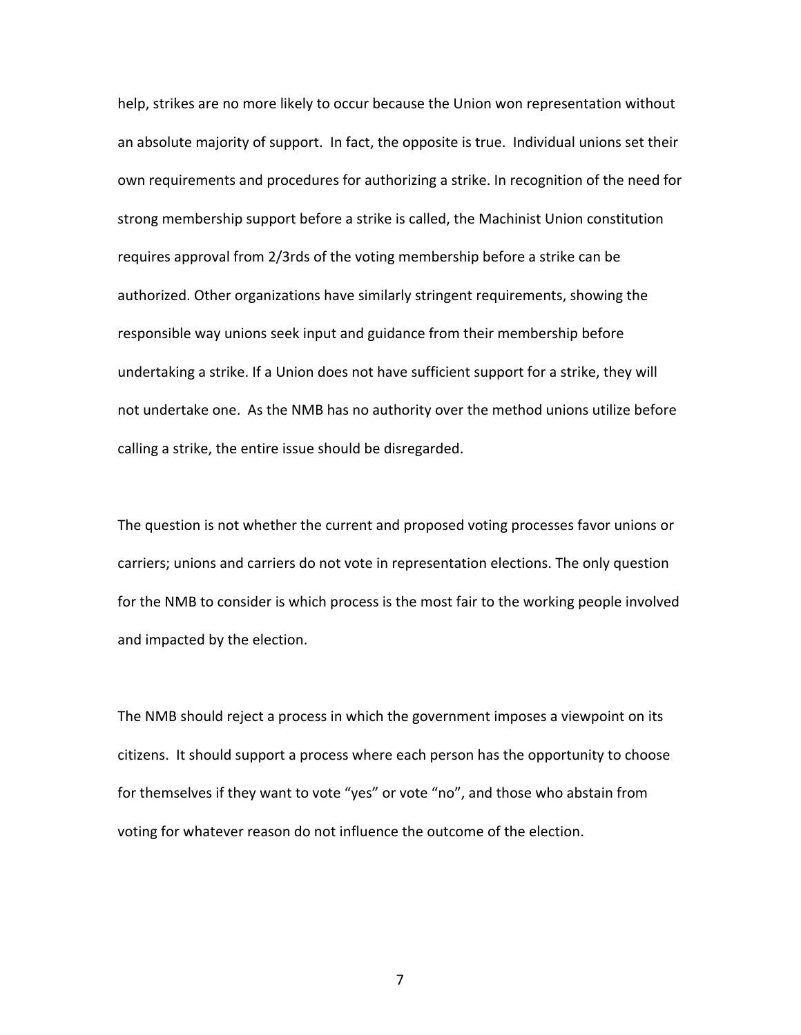help, strikes are no more likely to occur because the Union won representation without an absolute majority of support. In fact, the opposite is true. Individual unions set their own requirements and procedures for authorizing a strike. In recognition of the need for strong membership support before a strike is called, the Machinist Union constitution requires approval from 2/3rds of the voting membership before a strike can be authorized. Other organizations have similarly stringent requirements, showing the responsible way unions seek input and guidance from their membership before undertaking a strike. If a Union does not have sufficient support for a strike, they will not undertake one. As the NMB has no authority over the method unions utilize before calling a strike, the entire issue should be disregarded.

The question is not whether the current and proposed voting processes favor unions or carriers; unions and carriers do not vote in representation elections. The only question for the NMB to consider is which process is the most fair to the working people involved and impacted by the election.

The NMB should reject a process in which the government imposes a viewpoint on its citizens. It should support a process where each person has the opportunity to choose for themselves if they want to vote "yes" or vote "no", and those who abstain from voting for whatever reason do not influence the outcome of the election.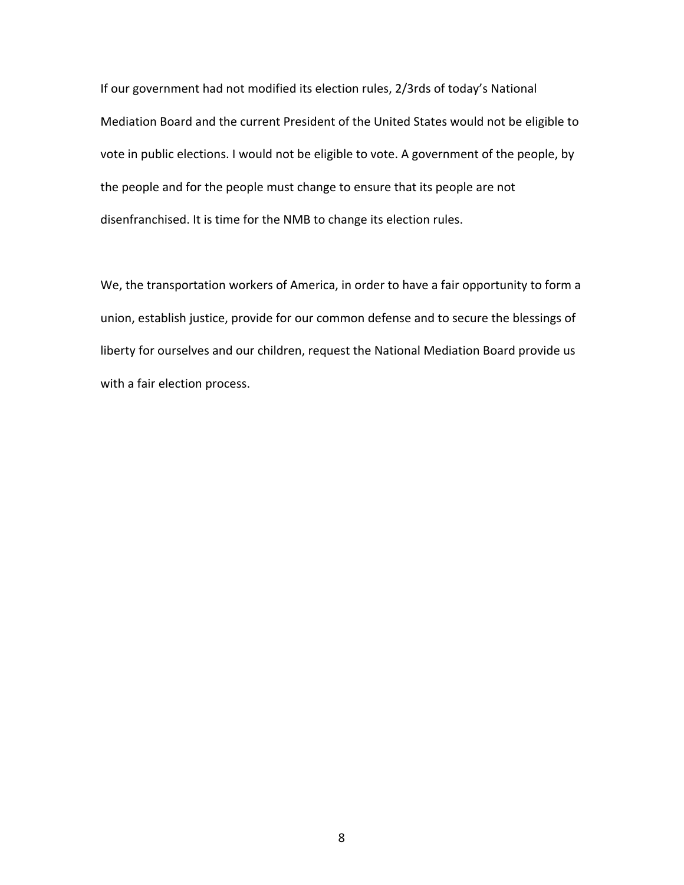If our government had not modified its election rules, 2/3rds of today's National Mediation Board and the current President of the United States would not be eligible to vote in public elections. I would not be eligible to vote. A government of the people, by the people and for the people must change to ensure that its people are not disenfranchised. It is time for the NMB to change its election rules.

We, the transportation workers of America, in order to have a fair opportunity to form a union, establish justice, provide for our common defense and to secure the blessings of liberty for ourselves and our children, request the National Mediation Board provide us with a fair election process.